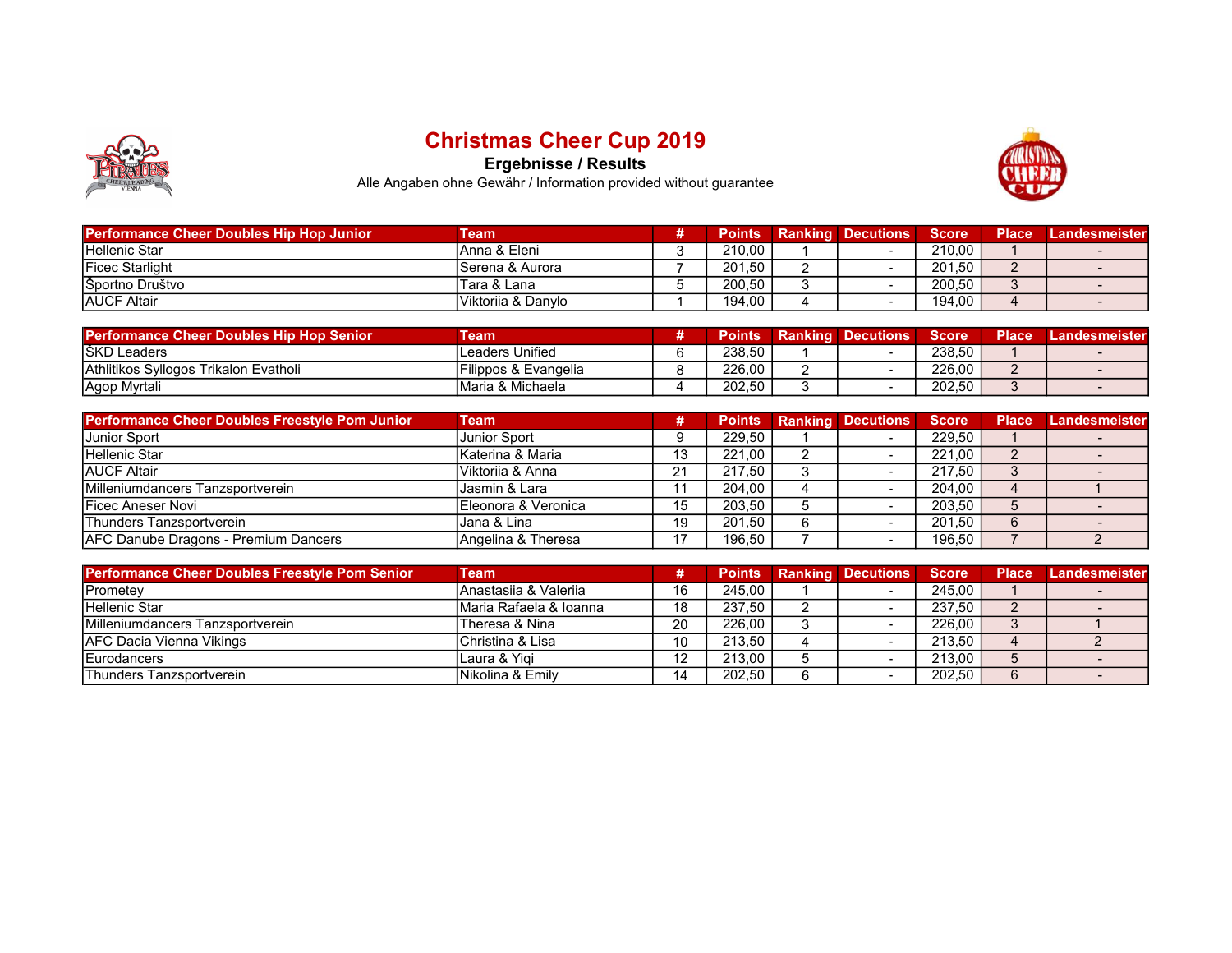# Christmas Cheer Cup 2019

## Ergebnisse / Results

Alle Angaben ohne Gewähr / Information provided without guarantee

| Performance Cheer Doubles Hip Hop Junior | Team | # | Points | Ranking | Decutions | Score | Place | Landesmeister |
|---|---|---|---|---|---|---|---|---|
| Hellenic Star | Anna & Eleni | 3 | 210,00 | 1 | - | 210,00 | 1 | - |
| Ficec Starlight | Serena & Aurora | 7 | 201,50 | 2 | - | 201,50 | 2 | - |
| Športno Društvo | Tara & Lana | 5 | 200,50 | 3 | - | 200,50 | 3 | - |
| AUCF Altair | Viktoriia & Danylo | 1 | 194,00 | 4 | - | 194,00 | 4 | - |

| Performance Cheer Doubles Hip Hop Senior | Team | # | Points | Ranking | Decutions | Score | Place | Landesmeister |
|---|---|---|---|---|---|---|---|---|
| ŠKD Leaders | Leaders Unified | 6 | 238,50 | 1 | - | 238,50 | 1 | - |
| Athlitikos Syllogos Trikalon Evatholi | Filippos & Evangelia | 8 | 226,00 | 2 | - | 226,00 | 2 | - |
| Agop Myrtali | Maria & Michaela | 4 | 202,50 | 3 | - | 202,50 | 3 | - |

| Performance Cheer Doubles Freestyle Pom Junior | Team | # | Points | Ranking | Decutions | Score | Place | Landesmeister |
|---|---|---|---|---|---|---|---|---|
| Junior Sport | Junior Sport | 9 | 229,50 | 1 | - | 229,50 | 1 | - |
| Hellenic Star | Katerina & Maria | 13 | 221,00 | 2 | - | 221,00 | 2 | - |
| AUCF Altair | Viktoriia & Anna | 21 | 217,50 | 3 | - | 217,50 | 3 | - |
| Milleniumdancers Tanzsportverein | Jasmin & Lara | 11 | 204,00 | 4 | - | 204,00 | 4 | 1 |
| Ficec Aneser Novi | Eleonora & Veronica | 15 | 203,50 | 5 | - | 203,50 | 5 | - |
| Thunders Tanzsportverein | Jana & Lina | 19 | 201,50 | 6 | - | 201,50 | 6 | - |
| AFC Danube Dragons - Premium Dancers | Angelina & Theresa | 17 | 196,50 | 7 | - | 196,50 | 7 | 2 |

| Performance Cheer Doubles Freestyle Pom Senior | Team | # | Points | Ranking | Decutions | Score | Place | Landesmeister |
|---|---|---|---|---|---|---|---|---|
| Prometey | Anastasiia & Valeriia | 16 | 245,00 | 1 | - | 245,00 | 1 | - |
| Hellenic Star | Maria Rafaela & Ioanna | 18 | 237,50 | 2 | - | 237,50 | 2 | - |
| Milleniumdancers Tanzsportverein | Theresa & Nina | 20 | 226,00 | 3 | - | 226,00 | 3 | 1 |
| AFC Dacia Vienna Vikings | Christina & Lisa | 10 | 213,50 | 4 | - | 213,50 | 4 | 2 |
| Eurodancers | Laura & Yiqi | 12 | 213,00 | 5 | - | 213,00 | 5 | - |
| Thunders Tanzsportverein | Nikolina & Emily | 14 | 202,50 | 6 | - | 202,50 | 6 | - |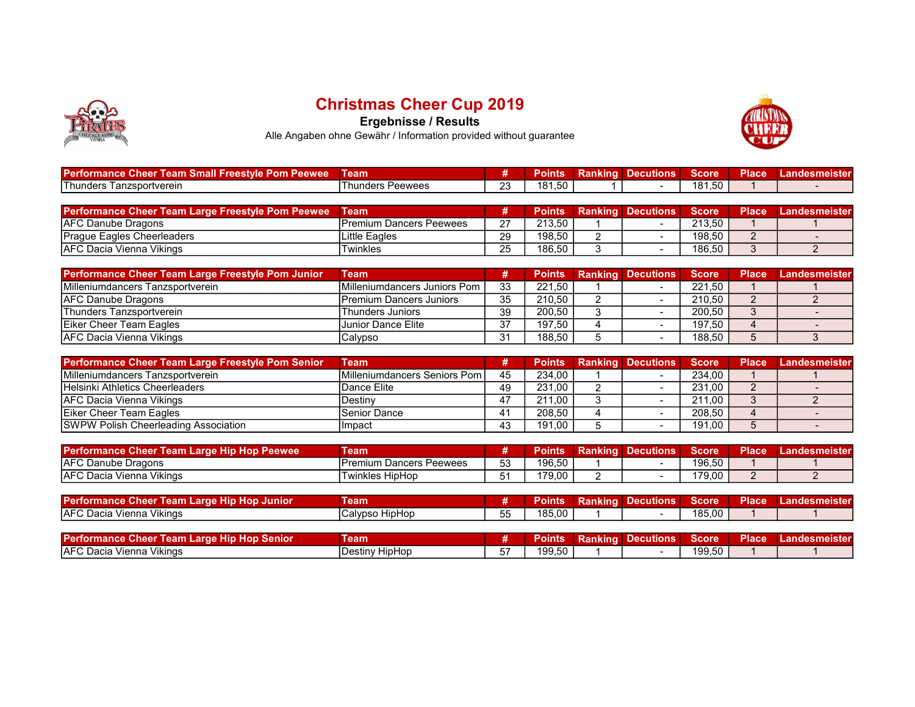# Christmas Cheer Cup 2019

## Ergebnisse / Results

Alle Angaben ohne Gewähr / Information provided without guarantee

| Performance Cheer Team Small Freestyle Pom Peewee | Team | # | Points | Ranking | Decutions | Score | Place | Landesmeister |
|---|---|---|---|---|---|---|---|---|
| Thunders Tanzsportverein | Thunders Peewees | 23 | 181,50 | 1 | - | 181,50 | 1 | - |

| Performance Cheer Team Large Freestyle Pom Peewee | Team | # | Points | Ranking | Decutions | Score | Place | Landesmeister |
|---|---|---|---|---|---|---|---|---|
| AFC Danube Dragons | Premium Dancers Peewees | 27 | 213,50 | 1 | - | 213,50 | 1 | 1 |
| Prague Eagles Cheerleaders | Little Eagles | 29 | 198,50 | 2 | - | 198,50 | 2 | - |
| AFC Dacia Vienna Vikings | Twinkles | 25 | 186,50 | 3 | - | 186,50 | 3 | 2 |

| Performance Cheer Team Large Freestyle Pom Junior | Team | # | Points | Ranking | Decutions | Score | Place | Landesmeister |
|---|---|---|---|---|---|---|---|---|
| Milleniumdancers Tanzsportverein | Milleniumdancers Juniors Pom | 33 | 221,50 | 1 | - | 221,50 | 1 | 1 |
| AFC Danube Dragons | Premium Dancers Juniors | 35 | 210,50 | 2 | - | 210,50 | 2 | 2 |
| Thunders Tanzsportverein | Thunders Juniors | 39 | 200,50 | 3 | - | 200,50 | 3 | - |
| Eiker Cheer Team Eagles | Junior Dance Elite | 37 | 197,50 | 4 | - | 197,50 | 4 | - |
| AFC Dacia Vienna Vikings | Calypso | 31 | 188,50 | 5 | - | 188,50 | 5 | 3 |

| Performance Cheer Team Large Freestyle Pom Senior | Team | # | Points | Ranking | Decutions | Score | Place | Landesmeister |
|---|---|---|---|---|---|---|---|---|
| Milleniumdancers Tanzsportverein | Milleniumdancers Seniors Pom | 45 | 234,00 | 1 | - | 234,00 | 1 | 1 |
| Helsinki Athletics Cheerleaders | Dance Elite | 49 | 231,00 | 2 | - | 231,00 | 2 | - |
| AFC Dacia Vienna Vikings | Destiny | 47 | 211,00 | 3 | - | 211,00 | 3 | 2 |
| Eiker Cheer Team Eagles | Senior Dance | 41 | 208,50 | 4 | - | 208,50 | 4 | - |
| SWPW Polish Cheerleading Association | Impact | 43 | 191,00 | 5 | - | 191,00 | 5 | - |

| Performance Cheer Team Large Hip Hop Peewee | Team | # | Points | Ranking | Decutions | Score | Place | Landesmeister |
|---|---|---|---|---|---|---|---|---|
| AFC Danube Dragons | Premium Dancers Peewees | 53 | 196,50 | 1 | - | 196,50 | 1 | 1 |
| AFC Dacia Vienna Vikings | Twinkles HipHop | 51 | 179,00 | 2 | - | 179,00 | 2 | 2 |

| Performance Cheer Team Large Hip Hop Junior | Team | # | Points | Ranking | Decutions | Score | Place | Landesmeister |
|---|---|---|---|---|---|---|---|---|
| AFC Dacia Vienna Vikings | Calypso HipHop | 55 | 185,00 | 1 | - | 185,00 | 1 | 1 |

| Performance Cheer Team Large Hip Hop Senior | Team | # | Points | Ranking | Decutions | Score | Place | Landesmeister |
|---|---|---|---|---|---|---|---|---|
| AFC Dacia Vienna Vikings | Destiny HipHop | 57 | 199,50 | 1 | - | 199,50 | 1 | 1 |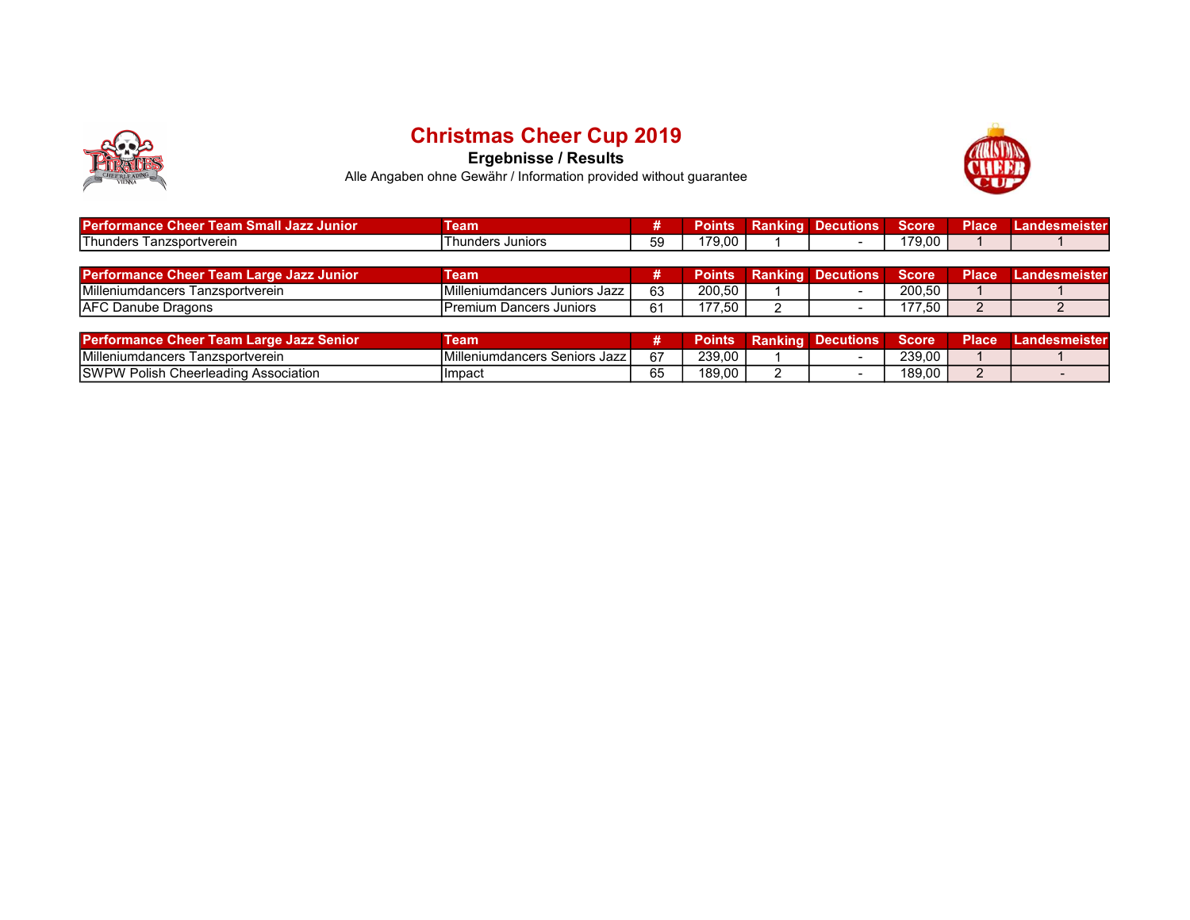# Christmas Cheer Cup 2019

**Ergebnisse / Results**

Alle Angaben ohne Gewähr / Information provided without guarantee

| Performance Cheer Team Small Jazz Junior | Team | # | Points | Ranking | Decutions | Score | Place | Landesmeister |
|---|---|---|---|---|---|---|---|---|
| Thunders Tanzsportverein | Thunders Juniors | 59 | 179,00 | 1 | - | 179,00 | 1 | 1 |

| Performance Cheer Team Large Jazz Junior | Team | # | Points | Ranking | Decutions | Score | Place | Landesmeister |
|---|---|---|---|---|---|---|---|---|
| Milleniumdancers Tanzsportverein | Milleniumdancers Juniors Jazz | 63 | 200,50 | 1 | - | 200,50 | 1 | 1 |
| AFC Danube Dragons | Premium Dancers Juniors | 61 | 177,50 | 2 | - | 177,50 | 2 | 2 |

| Performance Cheer Team Large Jazz Senior | Team | # | Points | Ranking | Decutions | Score | Place | Landesmeister |
|---|---|---|---|---|---|---|---|---|
| Milleniumdancers Tanzsportverein | Milleniumdancers Seniors Jazz | 67 | 239,00 | 1 | - | 239,00 | 1 | 1 |
| SWPW Polish Cheerleading Association | Impact | 65 | 189,00 | 2 | - | 189,00 | 2 | - |